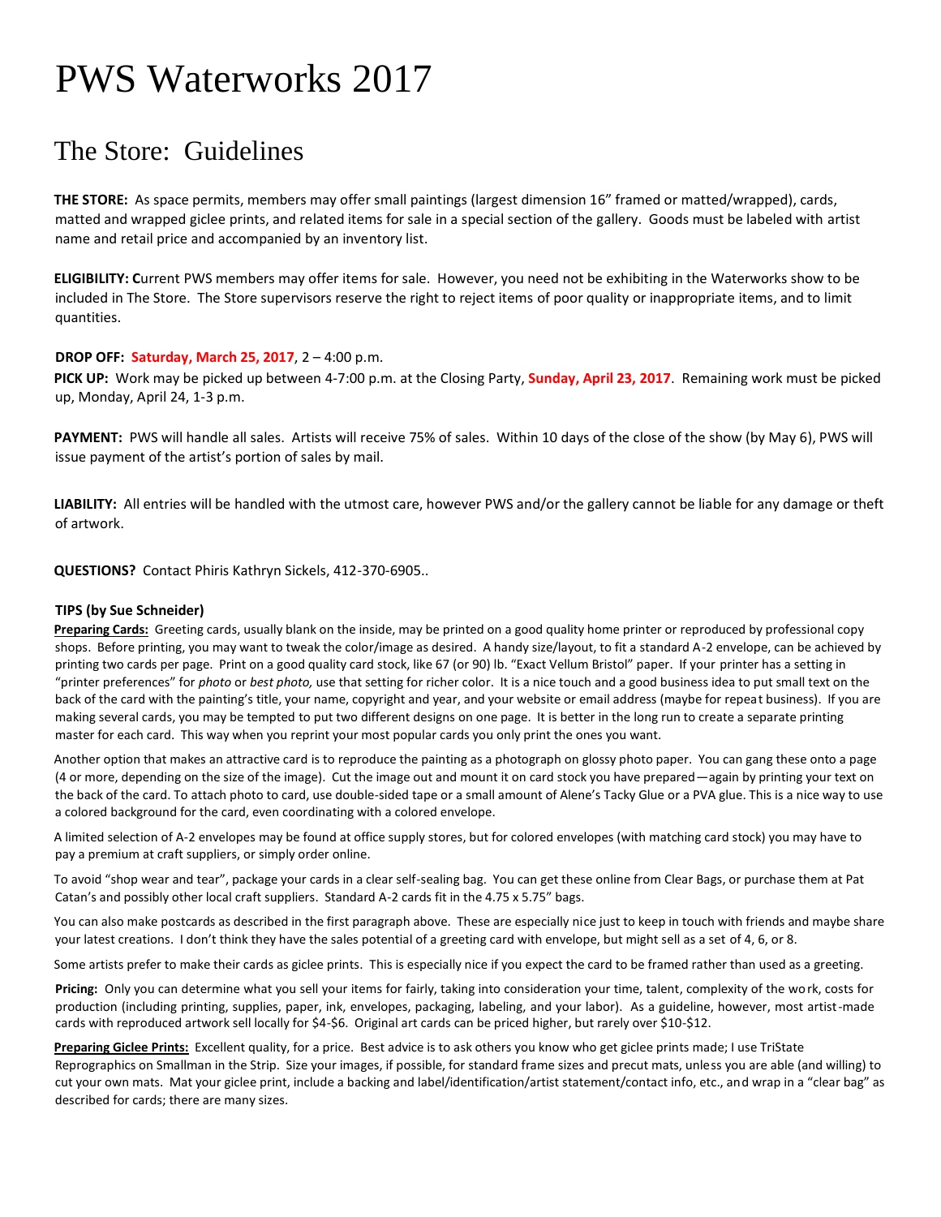# PWS Waterworks 2017

## The Store: Guidelines

**THE STORE:** As space permits, members may offer small paintings (largest dimension 16" framed or matted/wrapped), cards, matted and wrapped giclee prints, and related items for sale in a special section of the gallery. Goods must be labeled with artist name and retail price and accompanied by an inventory list.

**ELIGIBILITY: C**urrent PWS members may offer items for sale. However, you need not be exhibiting in the Waterworks show to be included in The Store. The Store supervisors reserve the right to reject items of poor quality or inappropriate items, and to limit quantities.

**DROP OFF:** **Saturday, March 25, 2017**, 2 – 4:00 p.m.

**PICK UP:** Work may be picked up between 4-7:00 p.m. at the Closing Party, **Sunday, April 23, 2017**. Remaining work must be picked up, Monday, April 24, 1-3 p.m.

**PAYMENT:** PWS will handle all sales. Artists will receive 75% of sales. Within 10 days of the close of the show (by May 6), PWS will issue payment of the artist's portion of sales by mail.

**LIABILITY:** All entries will be handled with the utmost care, however PWS and/or the gallery cannot be liable for any damage or theft of artwork.

**QUESTIONS?** Contact Phiris Kathryn Sickels, 412-370-6905..

**TIPS (by Sue Schneider)**

**Preparing Cards:** Greeting cards, usually blank on the inside, may be printed on a good quality home printer or reproduced by professional copy shops. Before printing, you may want to tweak the color/image as desired. A handy size/layout, to fit a standard A-2 envelope, can be achieved by printing two cards per page. Print on a good quality card stock, like 67 (or 90) lb. "Exact Vellum Bristol" paper. If your printer has a setting in "printer preferences" for *photo* or *best photo,* use that setting for richer color. It is a nice touch and a good business idea to put small text on the back of the card with the painting's title, your name, copyright and year, and your website or email address (maybe for repeat business). If you are making several cards, you may be tempted to put two different designs on one page. It is better in the long run to create a separate printing master for each card. This way when you reprint your most popular cards you only print the ones you want.

Another option that makes an attractive card is to reproduce the painting as a photograph on glossy photo paper. You can gang these onto a page (4 or more, depending on the size of the image). Cut the image out and mount it on card stock you have prepared—again by printing your text on the back of the card. To attach photo to card, use double-sided tape or a small amount of Alene's Tacky Glue or a PVA glue. This is a nice way to use a colored background for the card, even coordinating with a colored envelope.

A limited selection of A-2 envelopes may be found at office supply stores, but for colored envelopes (with matching card stock) you may have to pay a premium at craft suppliers, or simply order online.

To avoid "shop wear and tear", package your cards in a clear self-sealing bag. You can get these online from Clear Bags, or purchase them at Pat Catan's and possibly other local craft suppliers. Standard A-2 cards fit in the 4.75 x 5.75" bags.

You can also make postcards as described in the first paragraph above. These are especially nice just to keep in touch with friends and maybe share your latest creations. I don't think they have the sales potential of a greeting card with envelope, but might sell as a set of 4, 6, or 8.

Some artists prefer to make their cards as giclee prints. This is especially nice if you expect the card to be framed rather than used as a greeting.

**Pricing:** Only you can determine what you sell your items for fairly, taking into consideration your time, talent, complexity of the work, costs for production (including printing, supplies, paper, ink, envelopes, packaging, labeling, and your labor). As a guideline, however, most artist-made cards with reproduced artwork sell locally for $4-$6. Original art cards can be priced higher, but rarely over $10-$12.

**Preparing Giclee Prints:** Excellent quality, for a price. Best advice is to ask others you know who get giclee prints made; I use TriState Reprographics on Smallman in the Strip. Size your images, if possible, for standard frame sizes and precut mats, unless you are able (and willing) to cut your own mats. Mat your giclee print, include a backing and label/identification/artist statement/contact info, etc., and wrap in a "clear bag" as described for cards; there are many sizes.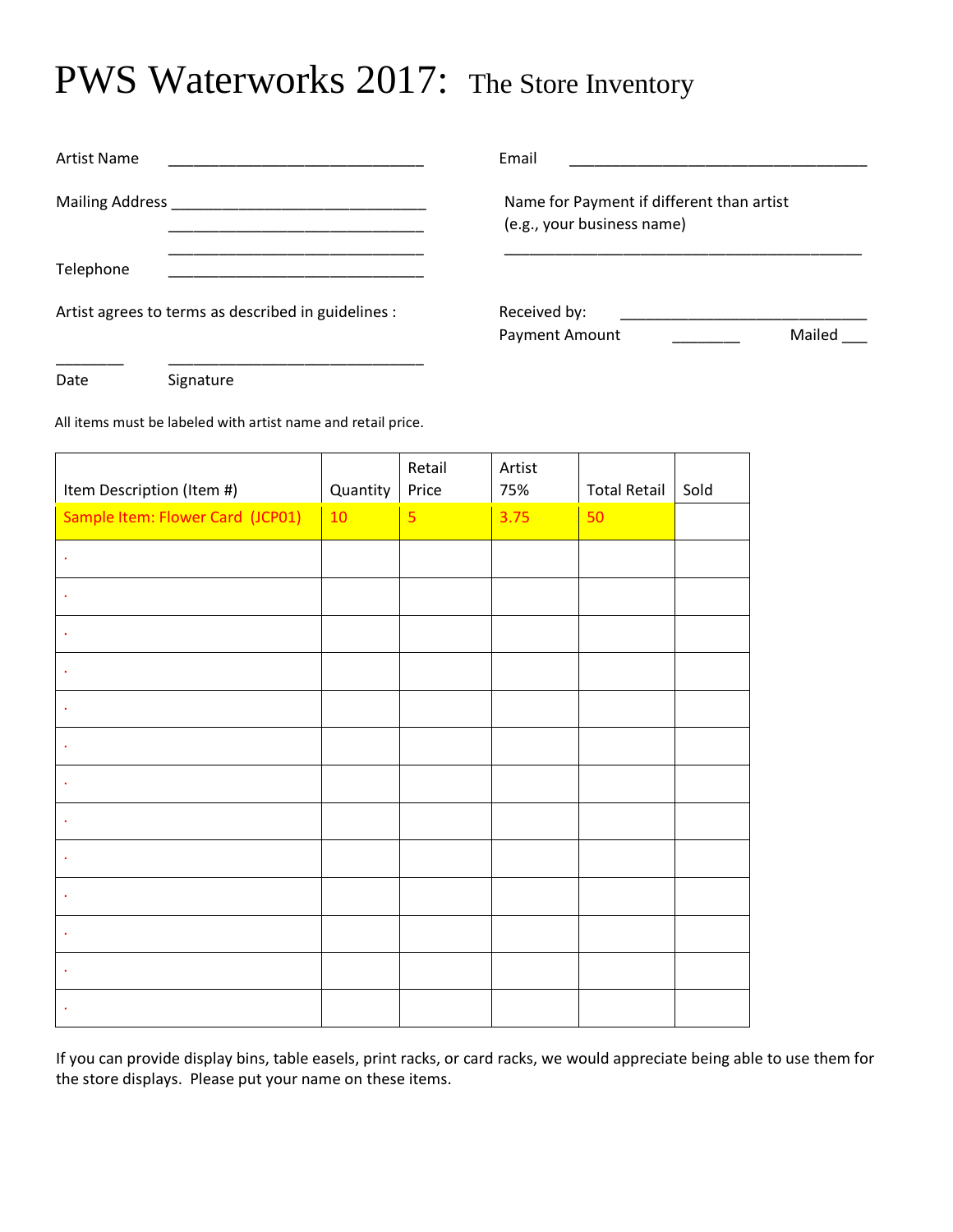# PWS Waterworks 2017: The Store Inventory

Artist Name ______________________________

Mailing Address ______________________________

______________________________

______________________________

Telephone ______________________________

Email ___________________________________

Name for Payment if different than artist
(e.g., your business name)

__________________________________________

Artist agrees to terms as described in guidelines :

________ ______________________________

Date Signature

Received by: ____________________________

Payment Amount ________ Mailed ___

All items must be labeled with artist name and retail price.

| Item Description (Item #) | Quantity | Retail Price | Artist 75% | Total Retail | Sold |
|---|---|---|---|---|---|
| Sample Item: Flower Card (JCP01) | 10 | 5 | 3.75 | 50 | |
| . | | | | | |
| . | | | | | |
| . | | | | | |
| . | | | | | |
| . | | | | | |
| . | | | | | |
| . | | | | | |
| . | | | | | |
| . | | | | | |
| . | | | | | |
| . | | | | | |
| . | | | | | |
| . | | | | | |

If you can provide display bins, table easels, print racks, or card racks, we would appreciate being able to use them for the store displays. Please put your name on these items.